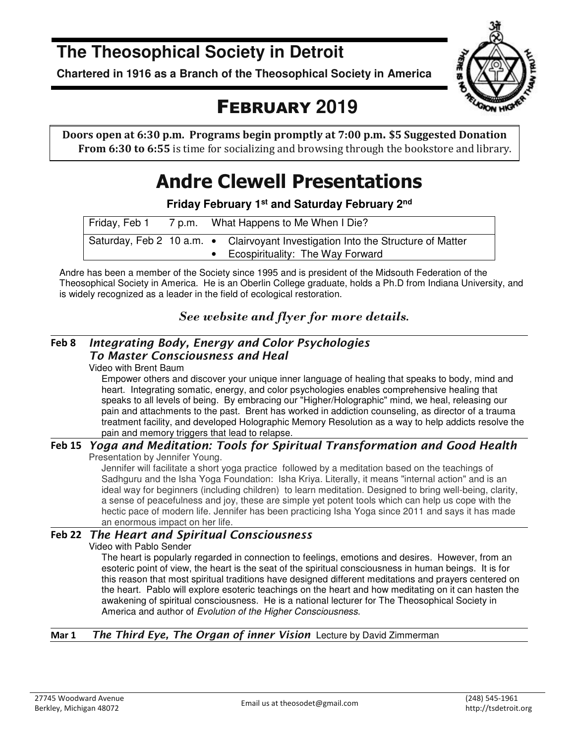# The Theosophical Society in Detroit

**Chartered in 1916 as a Branch of the Theosophical Society in America**

## FEBRUARY 2019

**Doors open at 6:30 p.m. Programs begin promptly at 7:00 p.m. $5 Suggested Donation**
**From 6:30 to 6:55** is time for socializing and browsing through the bookstore and library.

# Andre Clewell Presentations

**Friday February 1st and Saturday February 2nd**

| | | |
|---|---|---|
| Friday, Feb 1 | 7 p.m. | What Happens to Me When I Die? |
| Saturday, Feb 2 | 10 a.m. | • Clairvoyant Investigation Into the Structure of Matter<br>• Ecospirituality: The Way Forward |

Andre has been a member of the Society since 1995 and is president of the Midsouth Federation of the Theosophical Society in America. He is an Oberlin College graduate, holds a Ph.D from Indiana University, and is widely recognized as a leader in the field of ecological restoration.

***See website and flyer for more details.***

---

**Feb 8** ***Integrating Body, Energy and Color Psychologies To Master Consciousness and Heal***

Video with Brent Baum

Empower others and discover your unique inner language of healing that speaks to body, mind and heart. Integrating somatic, energy, and color psychologies enables comprehensive healing that speaks to all levels of being. By embracing our "Higher/Holographic" mind, we heal, releasing our pain and attachments to the past. Brent has worked in addiction counseling, as director of a trauma treatment facility, and developed Holographic Memory Resolution as a way to help addicts resolve the pain and memory triggers that lead to relapse.

**Feb 15** ***Yoga and Meditation: Tools for Spiritual Transformation and Good Health***

Presentation by Jennifer Young.

Jennifer will facilitate a short yoga practice followed by a meditation based on the teachings of Sadhguru and the Isha Yoga Foundation: Isha Kriya. Literally, it means "internal action" and is an ideal way for beginners (including children) to learn meditation. Designed to bring well-being, clarity, a sense of peacefulness and joy, these are simple yet potent tools which can help us cope with the hectic pace of modern life. Jennifer has been practicing Isha Yoga since 2011 and says it has made an enormous impact on her life.

**Feb 22** ***The Heart and Spiritual Consciousness***

Video with Pablo Sender

The heart is popularly regarded in connection to feelings, emotions and desires. However, from an esoteric point of view, the heart is the seat of the spiritual consciousness in human beings. It is for this reason that most spiritual traditions have designed different meditations and prayers centered on the heart. Pablo will explore esoteric teachings on the heart and how meditating on it can hasten the awakening of spiritual consciousness. He is a national lecturer for The Theosophical Society in America and author of *Evolution of the Higher Consciousness*.

**Mar 1** ***The Third Eye, The Organ of inner Vision*** Lecture by David Zimmerman

---

27745 Woodward Avenue
Berkley, Michigan 48072

Email us at theosodet@gmail.com

(248) 545-1961
http://tsdetroit.org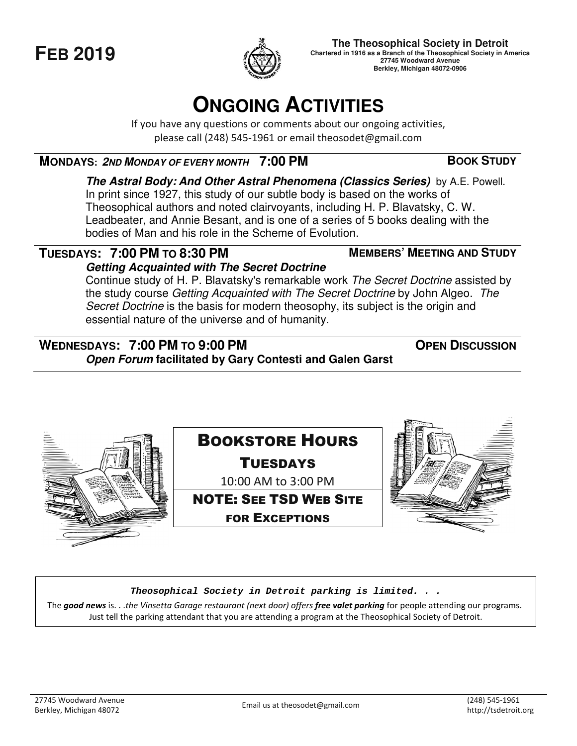**FEB 2019**

**The Theosophical Society in Detroit**
**Chartered in 1916 as a Branch of the Theosophical Society in America**
**27745 Woodward Avenue**
**Berkley, Michigan 48072-0906**

# ONGOING ACTIVITIES

If you have any questions or comments about our ongoing activities, please call (248) 545-1961 or email theosodet@gmail.com

---

## MONDAYS: *2ND MONDAY OF EVERY MONTH* 7:00 PM — BOOK STUDY

***The Astral Body: And Other Astral Phenomena (Classics Series)*** by A.E. Powell. In print since 1927, this study of our subtle body is based on the works of Theosophical authors and noted clairvoyants, including H. P. Blavatsky, C. W. Leadbeater, and Annie Besant, and is one of a series of 5 books dealing with the bodies of Man and his role in the Scheme of Evolution.

---

## TUESDAYS: 7:00 PM TO 8:30 PM — MEMBERS' MEETING AND STUDY

***Getting Acquainted with The Secret Doctrine***

Continue study of H. P. Blavatsky's remarkable work *The Secret Doctrine* assisted by the study course *Getting Acquainted with The Secret Doctrine* by John Algeo. *The Secret Doctrine* is the basis for modern theosophy, its subject is the origin and essential nature of the universe and of humanity.

---

## WEDNESDAYS: 7:00 PM TO 9:00 PM — OPEN DISCUSSION

***Open Forum* facilitated by Gary Contesti and Galen Garst**

---

## BOOKSTORE HOURS

### TUESDAYS

10:00 AM to 3:00 PM

**NOTE: SEE TSD WEB SITE FOR EXCEPTIONS**

---

**Theosophical Society in Detroit parking is limited. . .**

The ***good news*** is. . .*the Vinsetta Garage restaurant (next door) offers **free valet parking** for people attending our programs.* Just tell the parking attendant that you are attending a program at the Theosophical Society of Detroit.

---

27745 Woodward Avenue
Berkley, Michigan 48072

Email us at theosodet@gmail.com

(248) 545-1961
http://tsdetroit.org